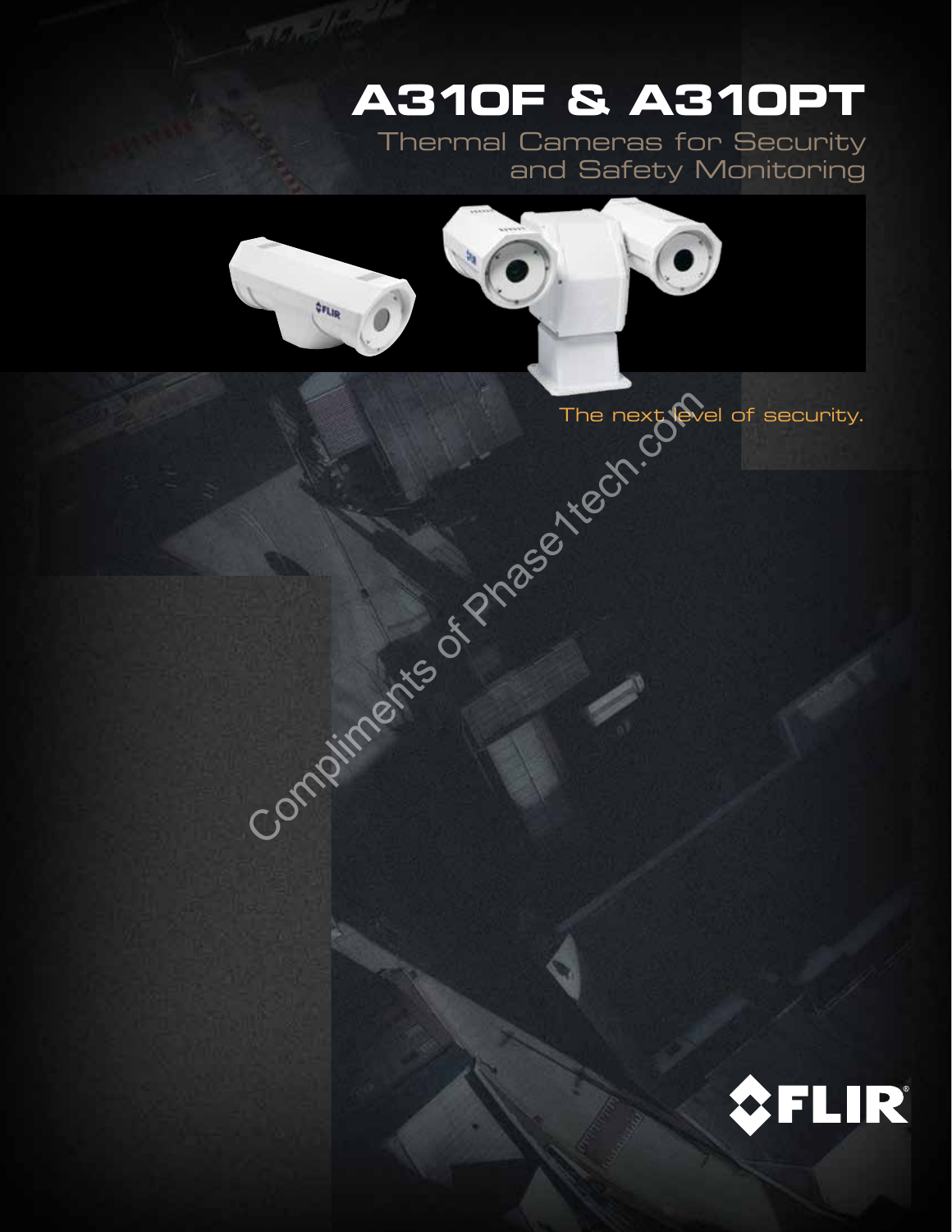# A310F & A310PT

## Thermal Cameras for Security and Safety Monitoring

The next level of security.

Compliments of Phase1tech.com

FLIR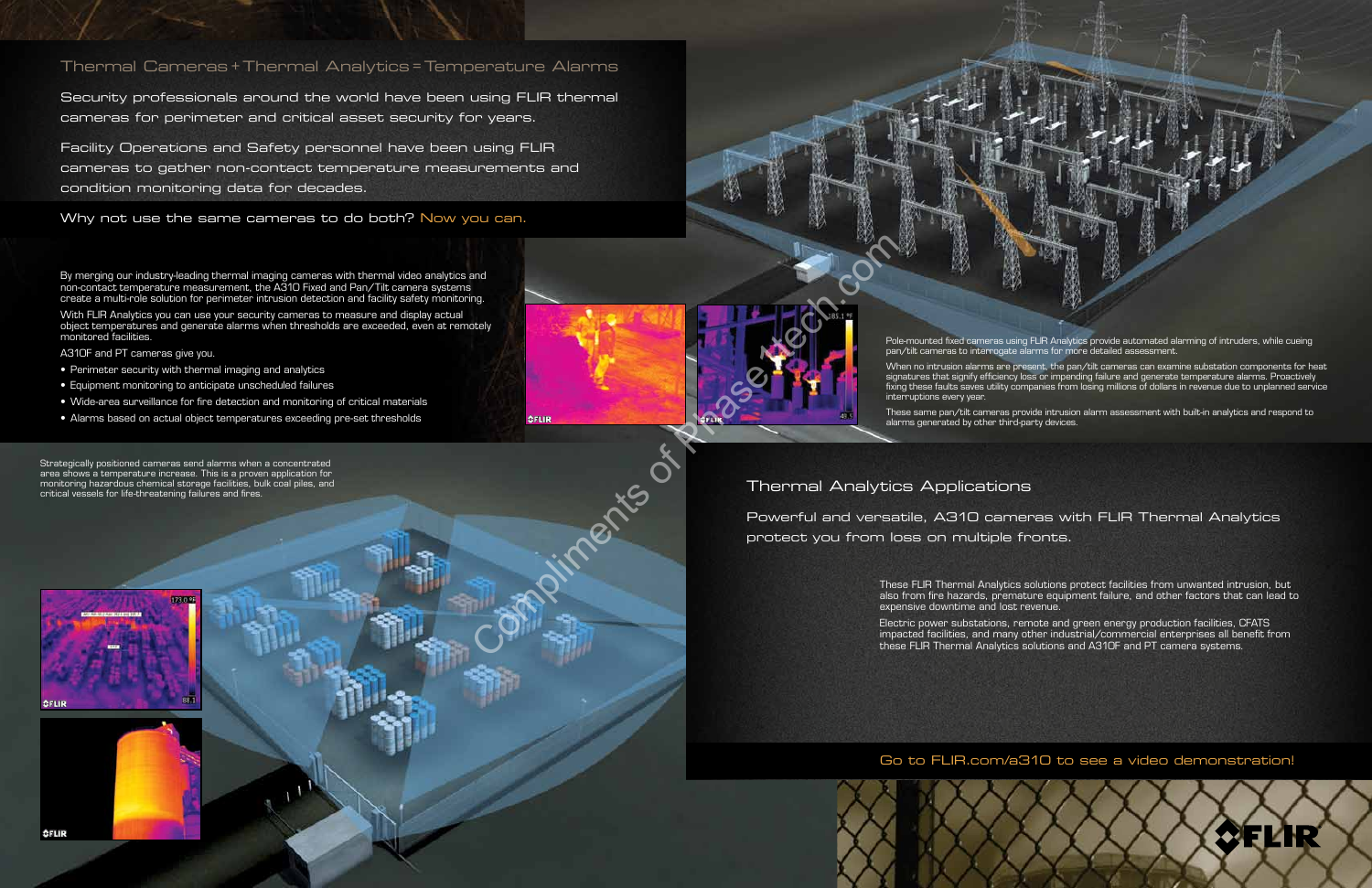## Thermal Cameras + Thermal Analytics = Temperature Alarms

Security professionals around the world have been using FLIR thermal cameras for perimeter and critical asset security for years.

Facility Operations and Safety personnel have been using FLIR cameras to gather non-contact temperature measurements and condition monitoring data for decades.

Why not use the same cameras to do both? Now you can.

By merging our industry-leading thermal imaging cameras with thermal video analytics and non-contact temperature measurement, the A310 Fixed and Pan/Tilt camera systems create a multi-role solution for perimeter intrusion detection and facility safety monitoring.

With FLIR Analytics you can use your security cameras to measure and display actual object temperatures and generate alarms when thresholds are exceeded, even at remotely monitored facilities.

A310F and PT cameras give you:

- Perimeter security with thermal imaging and analytics
- Equipment monitoring to anticipate unscheduled failures
- Wide-area surveillance for fire detection and monitoring of critical materials
- Alarms based on actual object temperatures exceeding pre-set thresholds

Pole-mounted fixed cameras using FLIR Analytics provide automated alarming of intruders, while cueing pan/tilt cameras to interrogate alarms for more detailed assessment.

When no intrusion alarms are present, the pan/tilt cameras can examine substation components for heat signatures that signify efficiency loss or impending failure and generate temperature alarms. Proactively fixing these faults saves utility companies from losing millions of dollars in revenue due to unplanned service interruptions every year.

These same pan/tilt cameras provide intrusion alarm assessment with built-in analytics and respond to alarms generated by other third-party devices.

Strategically positioned cameras send alarms when a concentrated area shows a temperature increase. This is a proven application for monitoring hazardous chemical storage facilities, bulk coal piles, and critical vessels for life-threatening failures and fires.

## Thermal Analytics Applications

Powerful and versatile, A310 cameras with FLIR Thermal Analytics protect you from loss on multiple fronts.

These FLIR Thermal Analytics solutions protect facilities from unwanted intrusion, but also from fire hazards, premature equipment failure, and other factors that can lead to expensive downtime and lost revenue.

Electric power substations, remote and green energy production facilities, CFATS impacted facilities, and many other industrial/commercial enterprises all benefit from these FLIR Thermal Analytics solutions and A310F and PT camera systems.

Go to FLIR.com/a310 to see a video demonstration!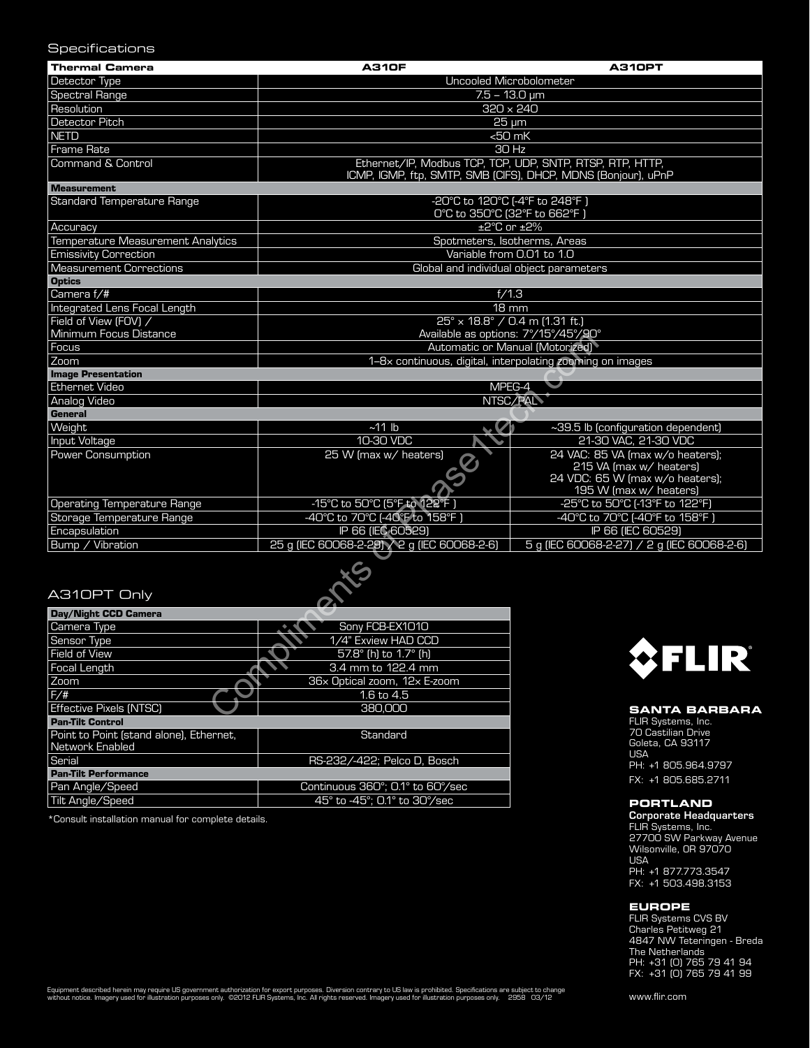## Specifications

| Thermal Camera | A310F | A310PT |
|---|---|---|
| Detector Type | Uncooled Microbolometer | |
| Spectral Range | 7.5 – 13.0 μm | |
| Resolution | 320 × 240 | |
| Detector Pitch | 25 μm | |
| NETD | <50 mK | |
| Frame Rate | 30 Hz | |
| Command & Control | Ethernet/IP, Modbus TCP, TCP, UDP, SNTP, RTSP, RTP, HTTP, ICMP, IGMP, ftp, SMTP, SMB (CIFS), DHCP, MDNS (Bonjour), uPnP | |
| **Measurement** | | |
| Standard Temperature Range | -20°C to 120°C (-4°F to 248°F ) 0°C to 350°C (32°F to 662°F ) | |
| Accuracy | ±2°C or ±2% | |
| Temperature Measurement Analytics | Spotmeters, Isotherms, Areas | |
| Emissivity Correction | Variable from 0.01 to 1.0 | |
| Measurement Corrections | Global and individual object parameters | |
| **Optics** | | |
| Camera f/# | f/1.3 | |
| Integrated Lens Focal Length | 18 mm | |
| Field of View (FOV) / Minimum Focus Distance | 25° × 18.8° / 0.4 m (1.31 ft.) Available as options: 7°/15°/45°/90° | |
| Focus | Automatic or Manual (Motorized) | |
| Zoom | 1–8× continuous, digital, interpolating zooming on images | |
| **Image Presentation** | | |
| Ethernet Video | MPEG-4 | |
| Analog Video | NTSC/PAL | |
| **General** | | |
| Weight | ~11 lb | ~39.5 lb (configuration dependent) |
| Input Voltage | 10-30 VDC | 21-30 VAC, 21-30 VDC |
| Power Consumption | 25 W (max w/ heaters) | 24 VAC: 85 VA (max w/o heaters); 215 VA (max w/ heaters) 24 VDC: 65 W (max w/o heaters); 195 W (max w/ heaters) |
| Operating Temperature Range | -15°C to 50°C (5°F to 122°F ) | -25°C to 50°C (-13°F to 122°F) |
| Storage Temperature Range | -40°C to 70°C (-40°F to 158°F ) | -40°C to 70°C (-40°F to 158°F ) |
| Encapsulation | IP 66 (IEC 60529) | IP 66 (IEC 60529) |
| Bump / Vibration | 25 g (IEC 60068-2-29) / 2 g (IEC 60068-2-6) | 5 g (IEC 60068-2-27) / 2 g (IEC 60068-2-6) |

## A310PT Only

| Day/Night CCD Camera | |
|---|---|
| Camera Type | Sony FCB-EX1010 |
| Sensor Type | 1/4" Exview HAD CCD |
| Field of View | 57.8° (h) to 1.7° (h) |
| Focal Length | 3.4 mm to 122.4 mm |
| Zoom | 36x Optical zoom, 12x E-zoom |
| F/# | 1.6 to 4.5 |
| Effective Pixels (NTSC) | 380,000 |
| **Pan-Tilt Control** | |
| Point to Point (stand alone), Ethernet, Network Enabled | Standard |
| Serial | RS-232/-422; Pelco D, Bosch |
| **Pan-Tilt Performance** | |
| Pan Angle/Speed | Continuous 360°; 0.1° to 60°/sec |
| Tilt Angle/Speed | 45° to -45°; 0.1° to 30°/sec |

*Consult installation manual for complete details.

Compliments of Phase1tech.com

FLIR

**SANTA BARBARA**
FLIR Systems, Inc.
70 Castilian Drive
Goleta, CA 93117
USA
PH: +1 805.964.9797
FX: +1 805.685.2711

**PORTLAND**
**Corporate Headquarters**
FLIR Systems, Inc.
27700 SW Parkway Avenue
Wilsonville, OR 97070
USA
PH: +1 877.773.3547
FX: +1 503.498.3153

**EUROPE**
FLIR Systems CVS BV
Charles Petitweg 21
4847 NW Teteringen - Breda
The Netherlands
PH: +31 (0) 765 79 41 94
FX: +31 (0) 765 79 41 99

www.flir.com

Equipment described herein may require US government authorization for export purposes. Diversion contrary to US law is prohibited. Specifications are subject to change without notice. Imagery used for illustration purposes only. ©2012 FLIR Systems, Inc. All rights reserved. Imagery used for illustration purposes only. 2958 03/12